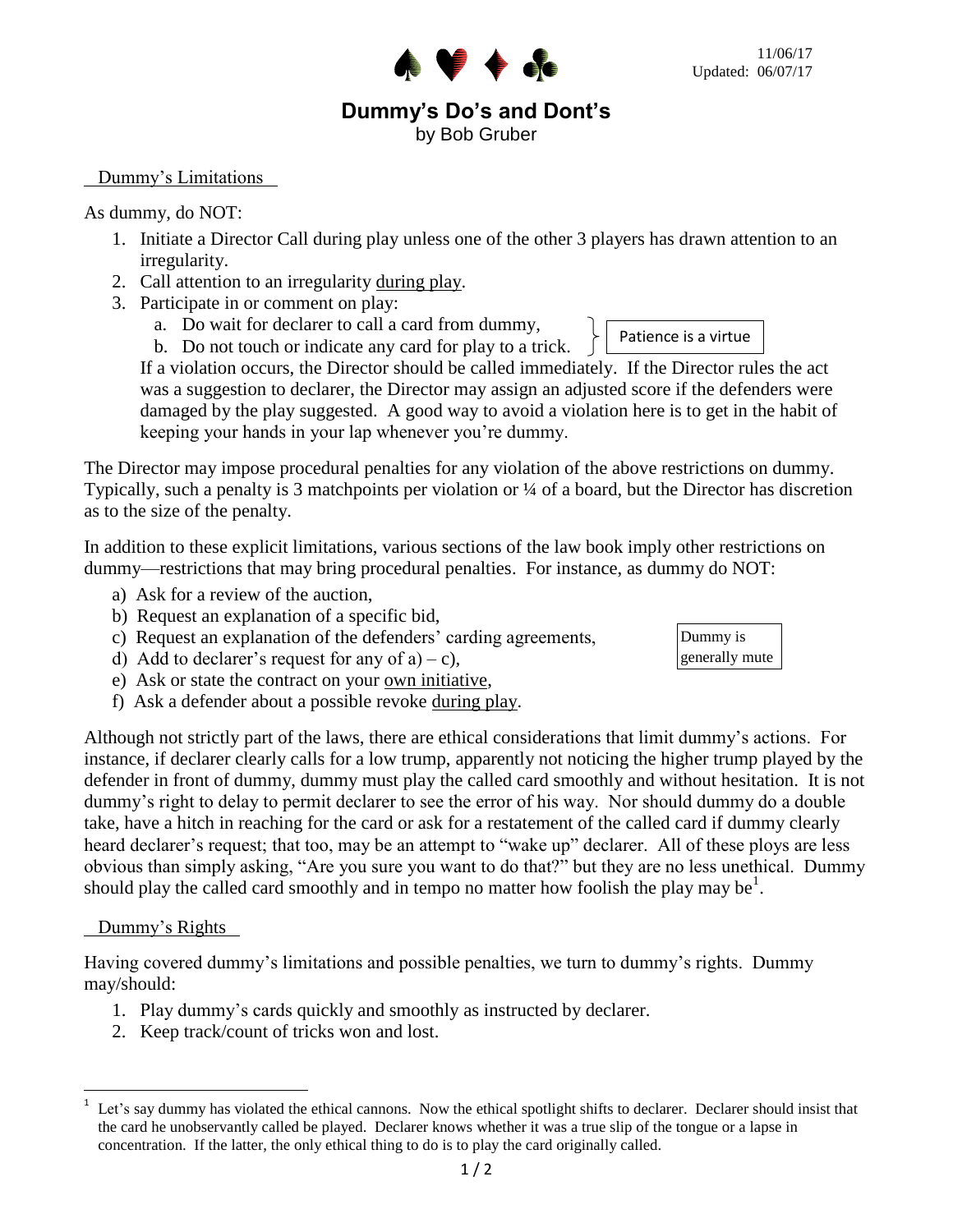11/06/17
Updated: 06/07/17

# Dummy's Do's and Dont's

by Bob Gruber

## Dummy's Limitations

As dummy, do NOT:

1. Initiate a Director Call during play unless one of the other 3 players has drawn attention to an irregularity.
2. Call attention to an irregularity during play.
3. Participate in or comment on play:
   a. Do wait for declarer to call a card from dummy,
   b. Do not touch or indicate any card for play to a trick.

   *Patience is a virtue*

   If a violation occurs, the Director should be called immediately. If the Director rules the act was a suggestion to declarer, the Director may assign an adjusted score if the defenders were damaged by the play suggested. A good way to avoid a violation here is to get in the habit of keeping your hands in your lap whenever you're dummy.

The Director may impose procedural penalties for any violation of the above restrictions on dummy. Typically, such a penalty is 3 matchpoints per violation or ¼ of a board, but the Director has discretion as to the size of the penalty.

In addition to these explicit limitations, various sections of the law book imply other restrictions on dummy—restrictions that may bring procedural penalties. For instance, as dummy do NOT:

a) Ask for a review of the auction,
b) Request an explanation of a specific bid,
c) Request an explanation of the defenders' carding agreements,
d) Add to declarer's request for any of a) – c),
e) Ask or state the contract on your own initiative,
f) Ask a defender about a possible revoke during play.

*Dummy is generally mute*

Although not strictly part of the laws, there are ethical considerations that limit dummy's actions. For instance, if declarer clearly calls for a low trump, apparently not noticing the higher trump played by the defender in front of dummy, dummy must play the called card smoothly and without hesitation. It is not dummy's right to delay to permit declarer to see the error of his way. Nor should dummy do a double take, have a hitch in reaching for the card or ask for a restatement of the called card if dummy clearly heard declarer's request; that too, may be an attempt to "wake up" declarer. All of these ploys are less obvious than simply asking, "Are you sure you want to do that?" but they are no less unethical. Dummy should play the called card smoothly and in tempo no matter how foolish the play may be[1].

## Dummy's Rights

Having covered dummy's limitations and possible penalties, we turn to dummy's rights. Dummy may/should:

1. Play dummy's cards quickly and smoothly as instructed by declarer.
2. Keep track/count of tricks won and lost.

---

[1] Let's say dummy has violated the ethical cannons. Now the ethical spotlight shifts to declarer. Declarer should insist that the card he unobservantly called be played. Declarer knows whether it was a true slip of the tongue or a lapse in concentration. If the latter, the only ethical thing to do is to play the card originally called.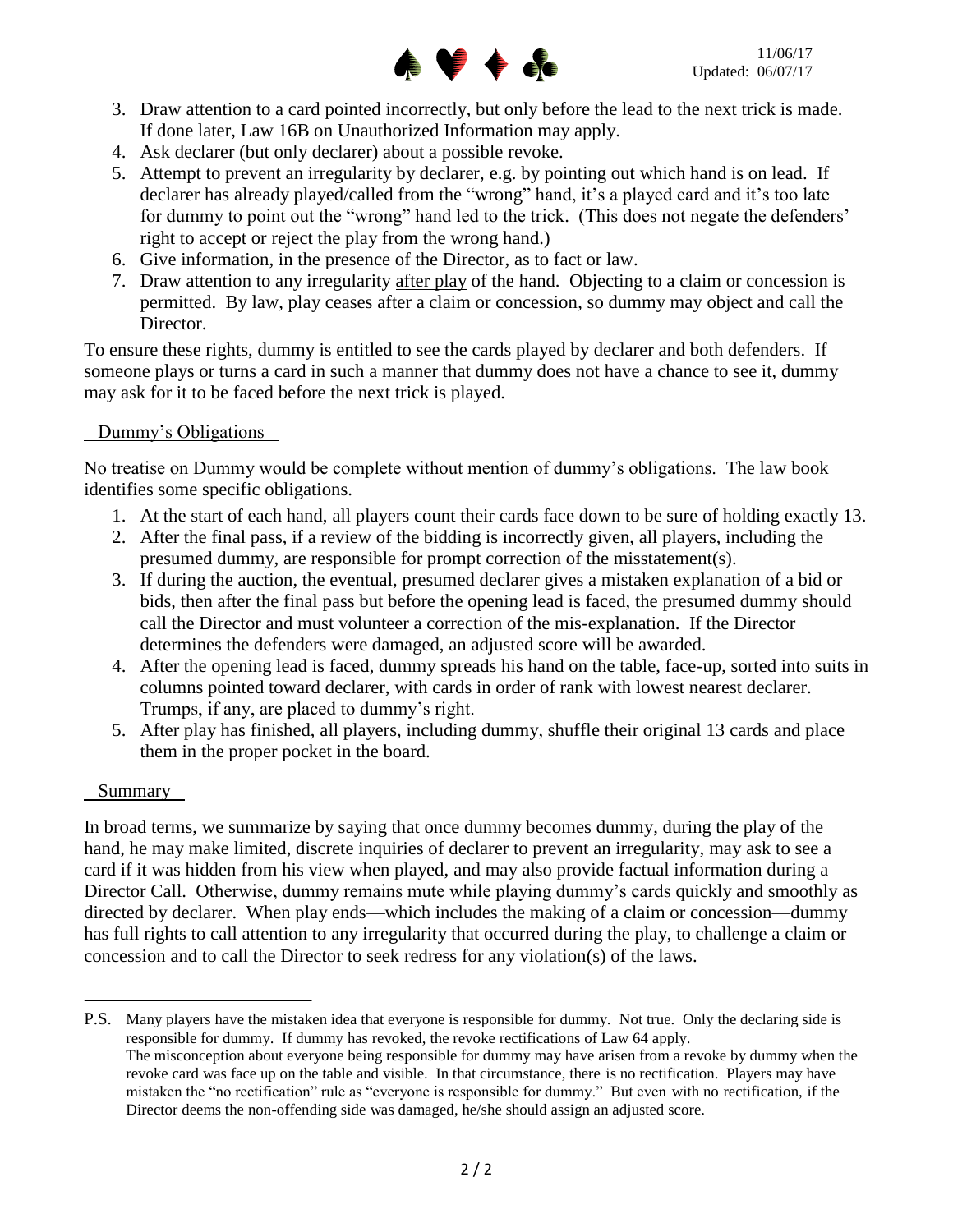3. Draw attention to a card pointed incorrectly, but only before the lead to the next trick is made. If done later, Law 16B on Unauthorized Information may apply.
4. Ask declarer (but only declarer) about a possible revoke.
5. Attempt to prevent an irregularity by declarer, e.g. by pointing out which hand is on lead. If declarer has already played/called from the "wrong" hand, it's a played card and it's too late for dummy to point out the "wrong" hand led to the trick. (This does not negate the defenders' right to accept or reject the play from the wrong hand.)
6. Give information, in the presence of the Director, as to fact or law.
7. Draw attention to any irregularity after play of the hand. Objecting to a claim or concession is permitted. By law, play ceases after a claim or concession, so dummy may object and call the Director.

To ensure these rights, dummy is entitled to see the cards played by declarer and both defenders. If someone plays or turns a card in such a manner that dummy does not have a chance to see it, dummy may ask for it to be faced before the next trick is played.

## Dummy's Obligations

No treatise on Dummy would be complete without mention of dummy's obligations. The law book identifies some specific obligations.

1. At the start of each hand, all players count their cards face down to be sure of holding exactly 13.
2. After the final pass, if a review of the bidding is incorrectly given, all players, including the presumed dummy, are responsible for prompt correction of the misstatement(s).
3. If during the auction, the eventual, presumed declarer gives a mistaken explanation of a bid or bids, then after the final pass but before the opening lead is faced, the presumed dummy should call the Director and must volunteer a correction of the mis-explanation. If the Director determines the defenders were damaged, an adjusted score will be awarded.
4. After the opening lead is faced, dummy spreads his hand on the table, face-up, sorted into suits in columns pointed toward declarer, with cards in order of rank with lowest nearest declarer. Trumps, if any, are placed to dummy's right.
5. After play has finished, all players, including dummy, shuffle their original 13 cards and place them in the proper pocket in the board.

## Summary

In broad terms, we summarize by saying that once dummy becomes dummy, during the play of the hand, he may make limited, discrete inquiries of declarer to prevent an irregularity, may ask to see a card if it was hidden from his view when played, and may also provide factual information during a Director Call. Otherwise, dummy remains mute while playing dummy's cards quickly and smoothly as directed by declarer. When play ends—which includes the making of a claim or concession—dummy has full rights to call attention to any irregularity that occurred during the play, to challenge a claim or concession and to call the Director to seek redress for any violation(s) of the laws.

---

P.S. Many players have the mistaken idea that everyone is responsible for dummy. Not true. Only the declaring side is responsible for dummy. If dummy has revoked, the revoke rectifications of Law 64 apply.
The misconception about everyone being responsible for dummy may have arisen from a revoke by dummy when the revoke card was face up on the table and visible. In that circumstance, there is no rectification. Players may have mistaken the "no rectification" rule as "everyone is responsible for dummy." But even with no rectification, if the Director deems the non-offending side was damaged, he/she should assign an adjusted score.